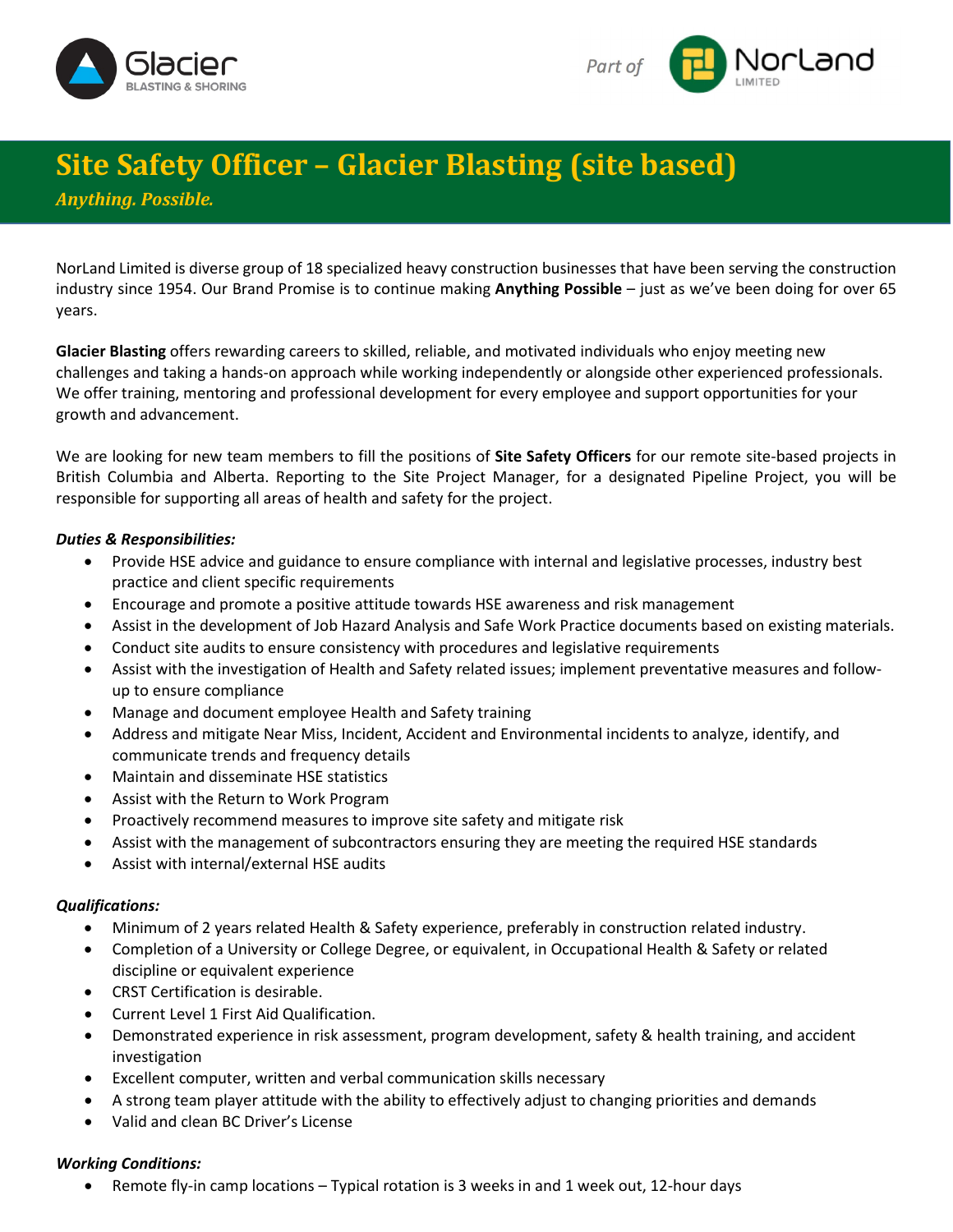Glacier BLASTING & SHORING

Part of NorLand LIMITED

# Site Safety Officer – Glacier Blasting (site based)

*Anything. Possible.*

NorLand Limited is diverse group of 18 specialized heavy construction businesses that have been serving the construction industry since 1954. Our Brand Promise is to continue making **Anything Possible** – just as we've been doing for over 65 years.

**Glacier Blasting** offers rewarding careers to skilled, reliable, and motivated individuals who enjoy meeting new challenges and taking a hands-on approach while working independently or alongside other experienced professionals. We offer training, mentoring and professional development for every employee and support opportunities for your growth and advancement.

We are looking for new team members to fill the positions of **Site Safety Officers** for our remote site-based projects in British Columbia and Alberta. Reporting to the Site Project Manager, for a designated Pipeline Project, you will be responsible for supporting all areas of health and safety for the project.

***Duties & Responsibilities:***

- Provide HSE advice and guidance to ensure compliance with internal and legislative processes, industry best practice and client specific requirements
- Encourage and promote a positive attitude towards HSE awareness and risk management
- Assist in the development of Job Hazard Analysis and Safe Work Practice documents based on existing materials.
- Conduct site audits to ensure consistency with procedures and legislative requirements
- Assist with the investigation of Health and Safety related issues; implement preventative measures and follow-up to ensure compliance
- Manage and document employee Health and Safety training
- Address and mitigate Near Miss, Incident, Accident and Environmental incidents to analyze, identify, and communicate trends and frequency details
- Maintain and disseminate HSE statistics
- Assist with the Return to Work Program
- Proactively recommend measures to improve site safety and mitigate risk
- Assist with the management of subcontractors ensuring they are meeting the required HSE standards
- Assist with internal/external HSE audits

***Qualifications:***

- Minimum of 2 years related Health & Safety experience, preferably in construction related industry.
- Completion of a University or College Degree, or equivalent, in Occupational Health & Safety or related discipline or equivalent experience
- CRST Certification is desirable.
- Current Level 1 First Aid Qualification.
- Demonstrated experience in risk assessment, program development, safety & health training, and accident investigation
- Excellent computer, written and verbal communication skills necessary
- A strong team player attitude with the ability to effectively adjust to changing priorities and demands
- Valid and clean BC Driver's License

***Working Conditions:***

- Remote fly-in camp locations – Typical rotation is 3 weeks in and 1 week out, 12-hour days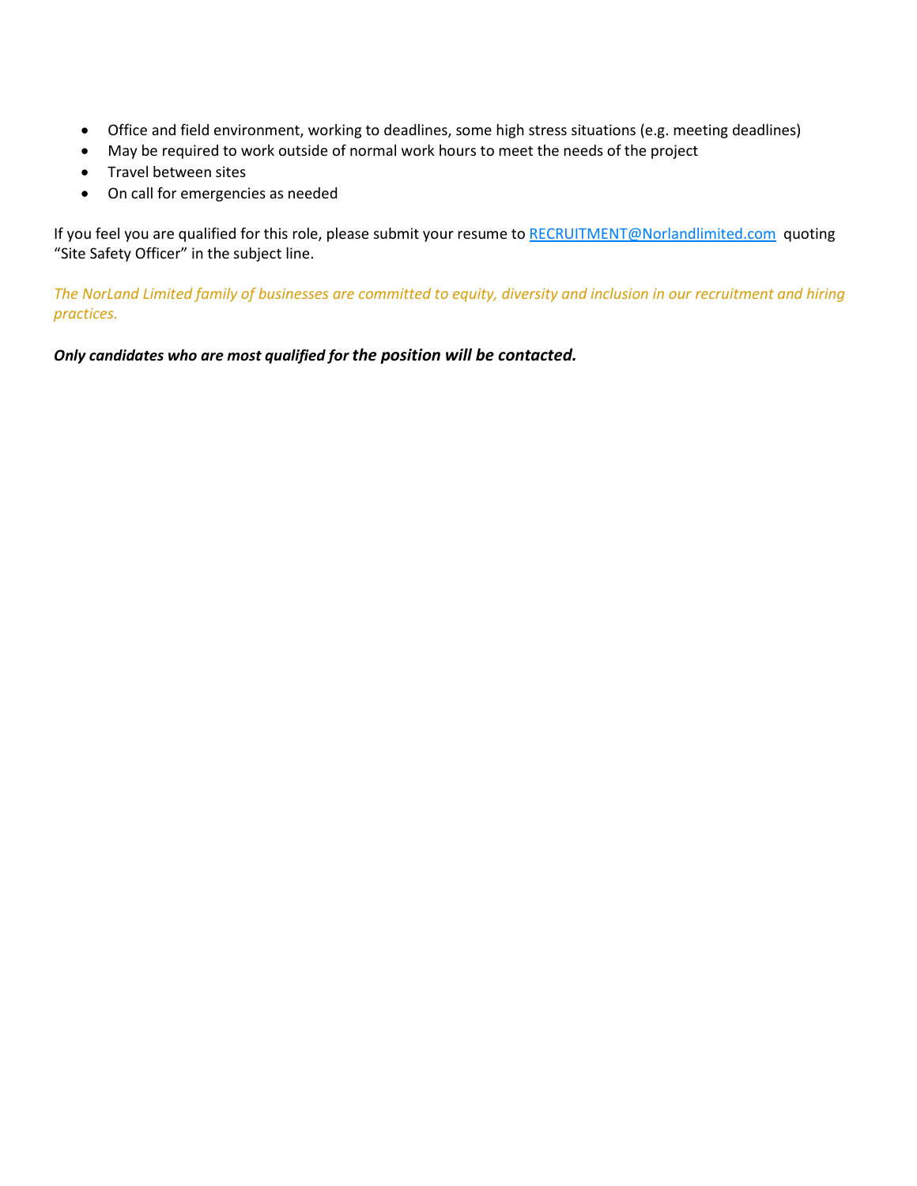- Office and field environment, working to deadlines, some high stress situations (e.g. meeting deadlines)
- May be required to work outside of normal work hours to meet the needs of the project
- Travel between sites
- On call for emergencies as needed

If you feel you are qualified for this role, please submit your resume to RECRUITMENT@Norlandlimited.com quoting "Site Safety Officer" in the subject line.

*The NorLand Limited family of businesses are committed to equity, diversity and inclusion in our recruitment and hiring practices.*

***Only candidates who are most qualified for the position will be contacted.***